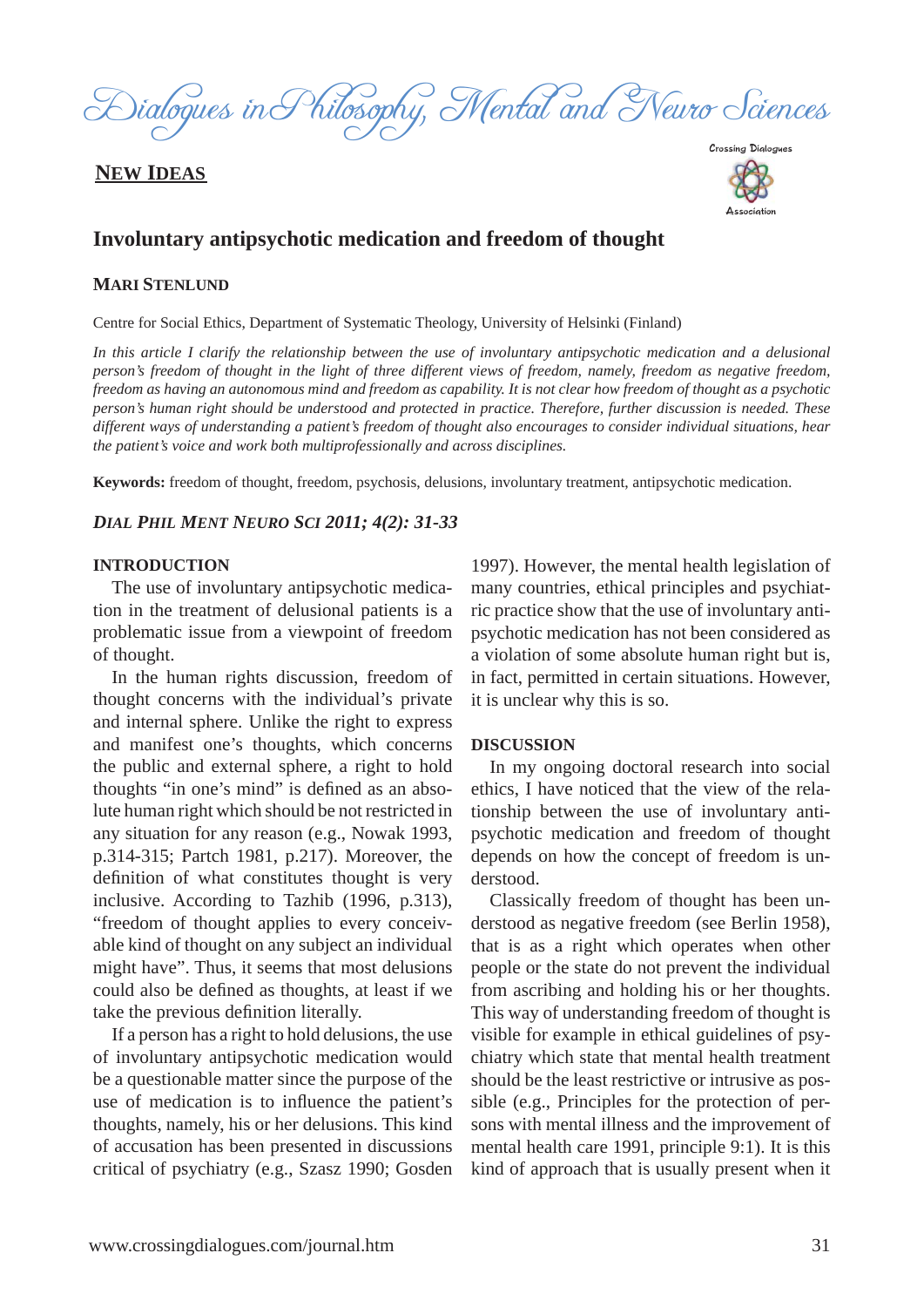# Involuntary antipsychotic medication and freedom of thought

## NEW IDEAS

**MARI STENLUND**

Centre for Social Ethics, Department of Systematic Theology, University of Helsinki (Finland)

*In this article I clarify the relationship between the use of involuntary antipsychotic medication and a delusional person's freedom of thought in the light of three different views of freedom, namely, freedom as negative freedom, freedom as having an autonomous mind and freedom as capability. It is not clear how freedom of thought as a psychotic person's human right should be understood and protected in practice. Therefore, further discussion is needed. These different ways of understanding a patient's freedom of thought also encourages to consider individual situations, hear the patient's voice and work both multiprofessionally and across disciplines.*

**Keywords:** freedom of thought, freedom, psychosis, delusions, involuntary treatment, antipsychotic medication.

*DIAL PHIL MENT NEURO SCI 2011; 4(2): 31-33*

### INTRODUCTION

The use of involuntary antipsychotic medication in the treatment of delusional patients is a problematic issue from a viewpoint of freedom of thought.

In the human rights discussion, freedom of thought concerns with the individual's private and internal sphere. Unlike the right to express and manifest one's thoughts, which concerns the public and external sphere, a right to hold thoughts "in one's mind" is defined as an absolute human right which should be not restricted in any situation for any reason (e.g., Nowak 1993, p.314-315; Partch 1981, p.217). Moreover, the definition of what constitutes thought is very inclusive. According to Tazhib (1996, p.313), "freedom of thought applies to every conceivable kind of thought on any subject an individual might have". Thus, it seems that most delusions could also be defined as thoughts, at least if we take the previous definition literally.

If a person has a right to hold delusions, the use of involuntary antipsychotic medication would be a questionable matter since the purpose of the use of medication is to influence the patient's thoughts, namely, his or her delusions. This kind of accusation has been presented in discussions critical of psychiatry (e.g., Szasz 1990; Gosden 1997). However, the mental health legislation of many countries, ethical principles and psychiatric practice show that the use of involuntary antipsychotic medication has not been considered as a violation of some absolute human right but is, in fact, permitted in certain situations. However, it is unclear why this is so.

### DISCUSSION

In my ongoing doctoral research into social ethics, I have noticed that the view of the relationship between the use of involuntary antipsychotic medication and freedom of thought depends on how the concept of freedom is understood.

Classically freedom of thought has been understood as negative freedom (see Berlin 1958), that is as a right which operates when other people or the state do not prevent the individual from ascribing and holding his or her thoughts. This way of understanding freedom of thought is visible for example in ethical guidelines of psychiatry which state that mental health treatment should be the least restrictive or intrusive as possible (e.g., Principles for the protection of persons with mental illness and the improvement of mental health care 1991, principle 9:1). It is this kind of approach that is usually present when it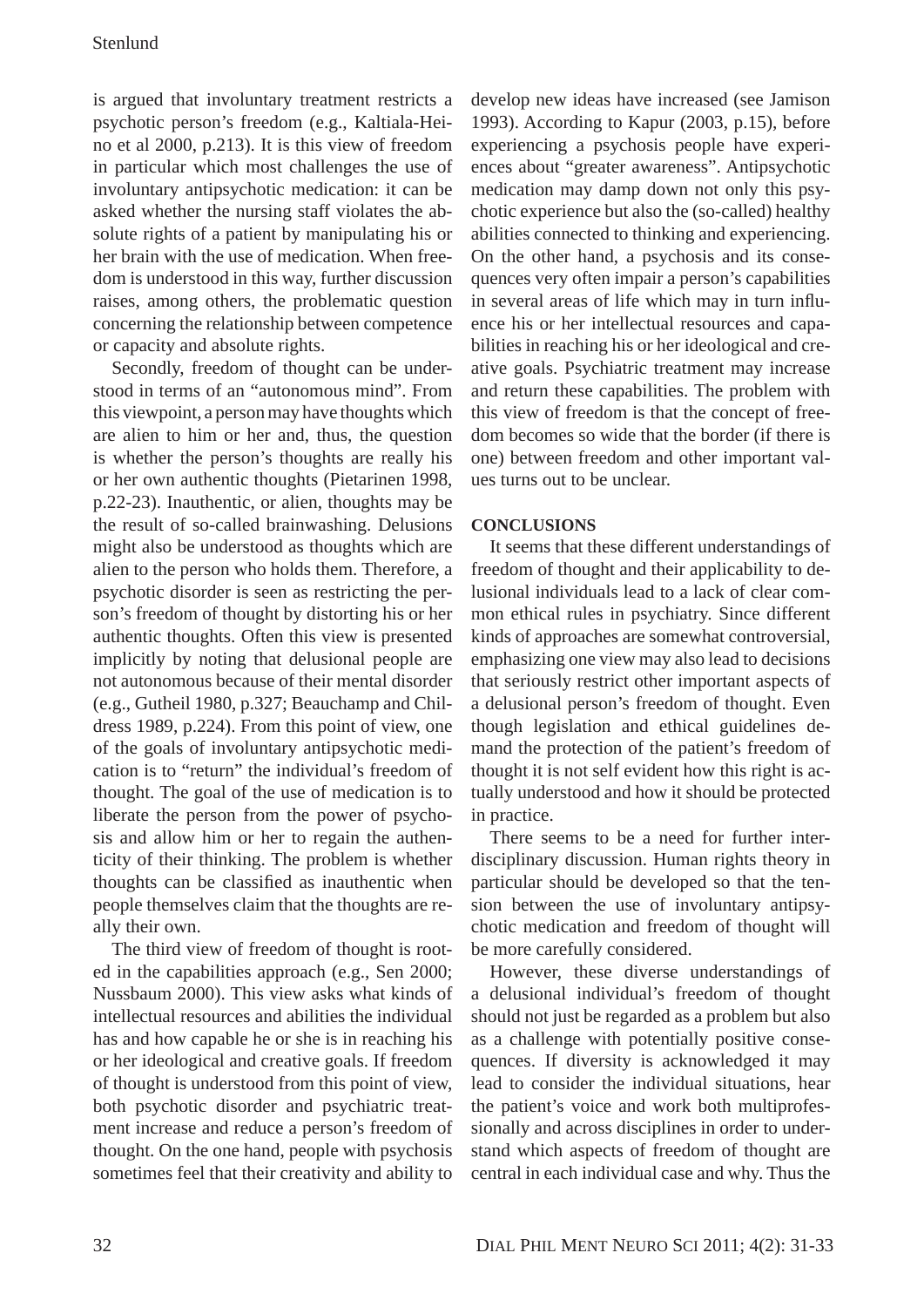is argued that involuntary treatment restricts a psychotic person's freedom (e.g., Kaltiala-Heino et al 2000, p.213). It is this view of freedom in particular which most challenges the use of involuntary antipsychotic medication: it can be asked whether the nursing staff violates the absolute rights of a patient by manipulating his or her brain with the use of medication. When freedom is understood in this way, further discussion raises, among others, the problematic question concerning the relationship between competence or capacity and absolute rights.

Secondly, freedom of thought can be understood in terms of an "autonomous mind". From this viewpoint, a person may have thoughts which are alien to him or her and, thus, the question is whether the person's thoughts are really his or her own authentic thoughts (Pietarinen 1998, p.22-23). Inauthentic, or alien, thoughts may be the result of so-called brainwashing. Delusions might also be understood as thoughts which are alien to the person who holds them. Therefore, a psychotic disorder is seen as restricting the person's freedom of thought by distorting his or her authentic thoughts. Often this view is presented implicitly by noting that delusional people are not autonomous because of their mental disorder (e.g., Gutheil 1980, p.327; Beauchamp and Childress 1989, p.224). From this point of view, one of the goals of involuntary antipsychotic medication is to "return" the individual's freedom of thought. The goal of the use of medication is to liberate the person from the power of psychosis and allow him or her to regain the authenticity of their thinking. The problem is whether thoughts can be classified as inauthentic when people themselves claim that the thoughts are really their own.

The third view of freedom of thought is rooted in the capabilities approach (e.g., Sen 2000; Nussbaum 2000). This view asks what kinds of intellectual resources and abilities the individual has and how capable he or she is in reaching his or her ideological and creative goals. If freedom of thought is understood from this point of view, both psychotic disorder and psychiatric treatment increase and reduce a person's freedom of thought. On the one hand, people with psychosis sometimes feel that their creativity and ability to develop new ideas have increased (see Jamison 1993). According to Kapur (2003, p.15), before experiencing a psychosis people have experiences about "greater awareness". Antipsychotic medication may damp down not only this psychotic experience but also the (so-called) healthy abilities connected to thinking and experiencing. On the other hand, a psychosis and its consequences very often impair a person's capabilities in several areas of life which may in turn influence his or her intellectual resources and capabilities in reaching his or her ideological and creative goals. Psychiatric treatment may increase and return these capabilities. The problem with this view of freedom is that the concept of freedom becomes so wide that the border (if there is one) between freedom and other important values turns out to be unclear.

## CONCLUSIONS

It seems that these different understandings of freedom of thought and their applicability to delusional individuals lead to a lack of clear common ethical rules in psychiatry. Since different kinds of approaches are somewhat controversial, emphasizing one view may also lead to decisions that seriously restrict other important aspects of a delusional person's freedom of thought. Even though legislation and ethical guidelines demand the protection of the patient's freedom of thought it is not self evident how this right is actually understood and how it should be protected in practice.

There seems to be a need for further interdisciplinary discussion. Human rights theory in particular should be developed so that the tension between the use of involuntary antipsychotic medication and freedom of thought will be more carefully considered.

However, these diverse understandings of a delusional individual's freedom of thought should not just be regarded as a problem but also as a challenge with potentially positive consequences. If diversity is acknowledged it may lead to consider the individual situations, hear the patient's voice and work both multiprofessionally and across disciplines in order to understand which aspects of freedom of thought are central in each individual case and why. Thus the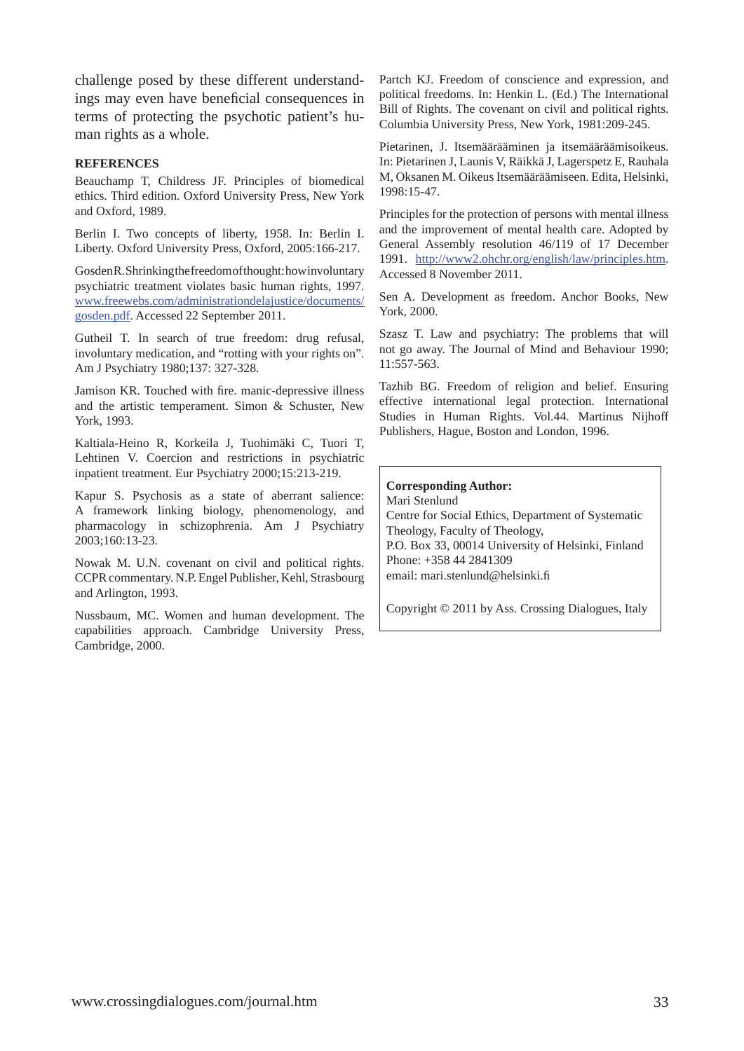challenge posed by these different understandings may even have beneficial consequences in terms of protecting the psychotic patient's human rights as a whole.

**REFERENCES**

Beauchamp T, Childress JF. Principles of biomedical ethics. Third edition. Oxford University Press, New York and Oxford, 1989.

Berlin I. Two concepts of liberty, 1958. In: Berlin I. Liberty. Oxford University Press, Oxford, 2005:166-217.

Gosden R. Shrinking the freedom of thought: how involuntary psychiatric treatment violates basic human rights, 1997. www.freewebs.com/administrationdelajustice/documents/gosden.pdf. Accessed 22 September 2011.

Gutheil T. In search of true freedom: drug refusal, involuntary medication, and "rotting with your rights on". Am J Psychiatry 1980;137: 327-328.

Jamison KR. Touched with fire. manic-depressive illness and the artistic temperament. Simon & Schuster, New York, 1993.

Kaltiala-Heino R, Korkeila J, Tuohimäki C, Tuori T, Lehtinen V. Coercion and restrictions in psychiatric inpatient treatment. Eur Psychiatry 2000;15:213-219.

Kapur S. Psychosis as a state of aberrant salience: A framework linking biology, phenomenology, and pharmacology in schizophrenia. Am J Psychiatry 2003;160:13-23.

Nowak M. U.N. covenant on civil and political rights. CCPR commentary. N.P. Engel Publisher, Kehl, Strasbourg and Arlington, 1993.

Nussbaum, MC. Women and human development. The capabilities approach. Cambridge University Press, Cambridge, 2000.

Partch KJ. Freedom of conscience and expression, and political freedoms. In: Henkin L. (Ed.) The International Bill of Rights. The covenant on civil and political rights. Columbia University Press, New York, 1981:209-245.

Pietarinen, J. Itsemääräämninen ja itsemääräämisoikeus. In: Pietarinen J, Launis V, Räikkä J, Lagerspetz E, Rauhala M, Oksanen M. Oikeus Itsemääräämiseen. Edita, Helsinki, 1998:15-47.

Principles for the protection of persons with mental illness and the improvement of mental health care. Adopted by General Assembly resolution 46/119 of 17 December 1991. http://www2.ohchr.org/english/law/principles.htm. Accessed 8 November 2011.

Sen A. Development as freedom. Anchor Books, New York, 2000.

Szasz T. Law and psychiatry: The problems that will not go away. The Journal of Mind and Behaviour 1990; 11:557-563.

Tazhib BG. Freedom of religion and belief. Ensuring effective international legal protection. International Studies in Human Rights. Vol.44. Martinus Nijhoff Publishers, Hague, Boston and London, 1996.

**Corresponding Author:**
Mari Stenlund
Centre for Social Ethics, Department of Systematic Theology, Faculty of Theology,
P.O. Box 33, 00014 University of Helsinki, Finland
Phone: +358 44 2841309
email: mari.stenlund@helsinki.fi

Copyright © 2011 by Ass. Crossing Dialogues, Italy